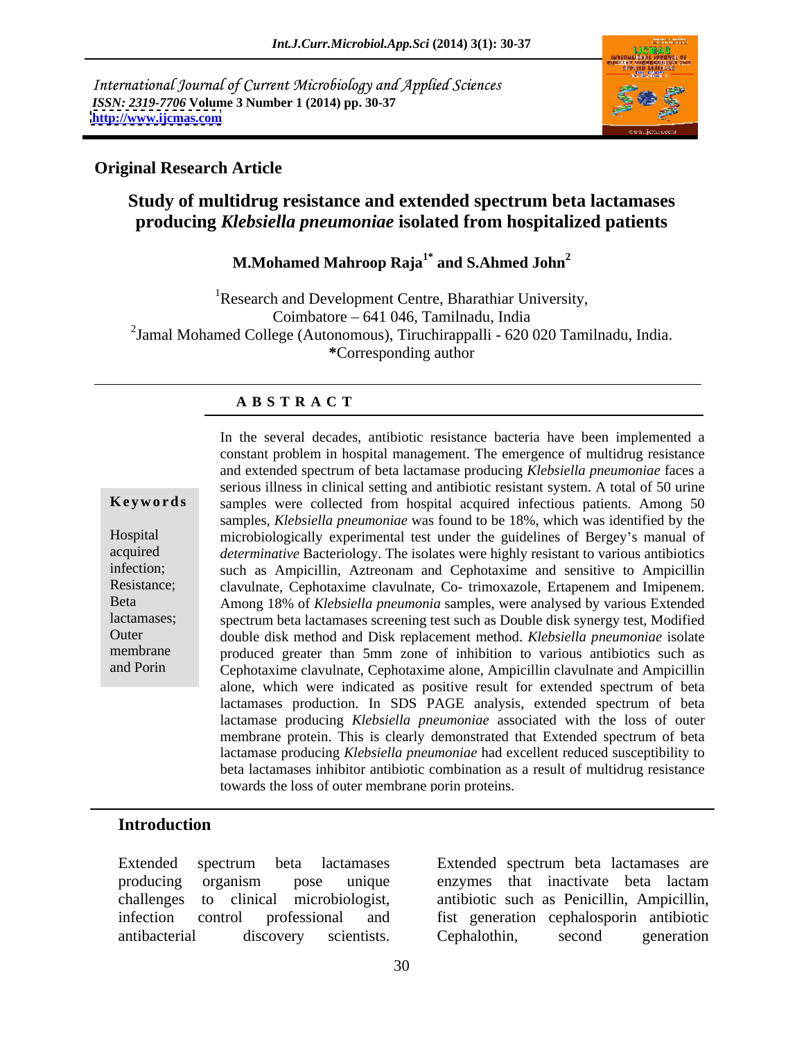International Journal of Current Microbiology and Applied Sciences
*ISSN: 2319-7706* **Volume 3 Number 1 (2014) pp. 30-37**
**http://www.ijcmas.com**

**Original Research Article**

# Study of multidrug resistance and extended spectrum beta lactamases producing *Klebsiella pneumoniae* isolated from hospitalized patients

**M.Mohamed Mahroop Raja[1*] and S.Ahmed John[2]**

[1]Research and Development Centre, Bharathiar University, Coimbatore – 641 046, Tamilnadu, India
[2]Jamal Mohamed College (Autonomous), Tiruchirappalli - 620 020 Tamilnadu, India.
**\***Corresponding author

## ABSTRACT

**Keywords**

Hospital acquired infection; Resistance; Beta lactamases; Outer membrane and Porin

In the several decades, antibiotic resistance bacteria have been implemented a constant problem in hospital management. The emergence of multidrug resistance and extended spectrum of beta lactamase producing *Klebsiella pneumoniae* faces a serious illness in clinical setting and antibiotic resistant system. A total of 50 urine samples were collected from hospital acquired infectious patients. Among 50 samples, *Klebsiella pneumoniae* was found to be 18%, which was identified by the microbiologically experimental test under the guidelines of Bergey's manual of *determinative* Bacteriology. The isolates were highly resistant to various antibiotics such as Ampicillin, Aztreonam and Cephotaxime and sensitive to Ampicillin clavulnate, Cephotaxime clavulnate, Co- trimoxazole, Ertapenem and Imipenem. Among 18% of *Klebsiella pneumonia* samples, were analysed by various Extended spectrum beta lactamases screening test such as Double disk synergy test, Modified double disk method and Disk replacement method. *Klebsiella pneumoniae* isolate produced greater than 5mm zone of inhibition to various antibiotics such as Cephotaxime clavulnate, Cephotaxime alone, Ampicillin clavulnate and Ampicillin alone, which were indicated as positive result for extended spectrum of beta lactamases production. In SDS PAGE analysis, extended spectrum of beta lactamase producing *Klebsiella pneumoniae* associated with the loss of outer membrane protein. This is clearly demonstrated that Extended spectrum of beta lactamase producing *Klebsiella pneumoniae* had excellent reduced susceptibility to beta lactamases inhibitor antibiotic combination as a result of multidrug resistance towards the loss of outer membrane porin proteins.

## Introduction

Extended spectrum beta lactamases producing organism pose unique challenges to clinical microbiologist, infection control professional and antibacterial discovery scientists. Extended spectrum beta lactamases are enzymes that inactivate beta lactam antibiotic such as Penicillin, Ampicillin, fist generation cephalosporin antibiotic Cephalothin, second generation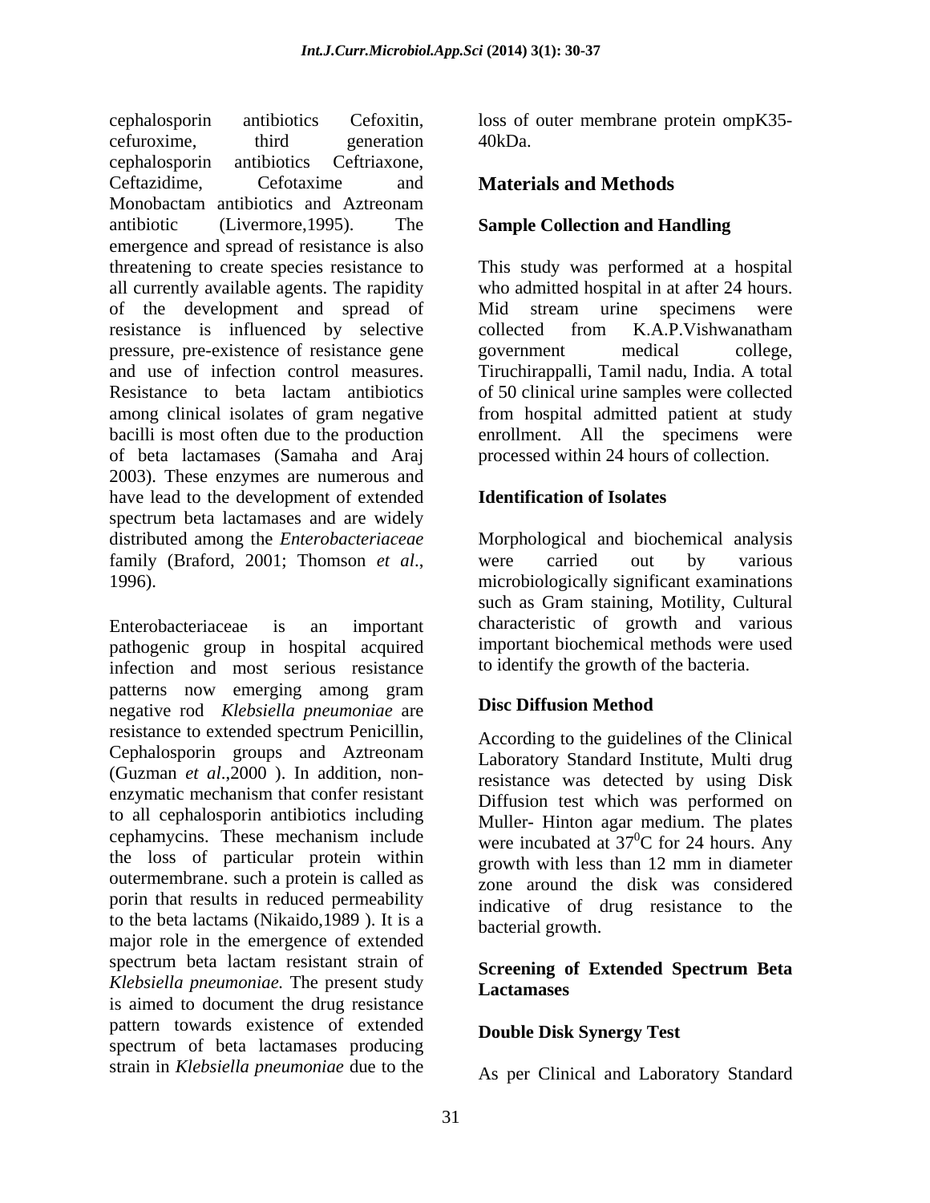cephalosporin antibiotics Cefoxitin, cefuroxime, third generation cephalosporin antibiotics Ceftriaxone, Ceftazidime, Cefotaxime and Monobactam antibiotics and Aztreonam antibiotic (Livermore,1995). The emergence and spread of resistance is also threatening to create species resistance to all currently available agents. The rapidity of the development and spread of resistance is influenced by selective pressure, pre-existence of resistance gene and use of infection control measures. Resistance to beta lactam antibiotics among clinical isolates of gram negative bacilli is most often due to the production of beta lactamases (Samaha and Araj 2003). These enzymes are numerous and have lead to the development of extended spectrum beta lactamases and are widely distributed among the *Enterobacteriaceae* family (Braford, 2001; Thomson *et al*., 1996).

Enterobacteriaceae is an important pathogenic group in hospital acquired infection and most serious resistance patterns now emerging among gram negative rod *Klebsiella pneumoniae* are resistance to extended spectrum Penicillin, Cephalosporin groups and Aztreonam (Guzman *et al*.,2000 ). In addition, non-enzymatic mechanism that confer resistant to all cephalosporin antibiotics including cephamycins. These mechanism include the loss of particular protein within outermembrane. such a protein is called as porin that results in reduced permeability to the beta lactams (Nikaido,1989 ). It is a major role in the emergence of extended spectrum beta lactam resistant strain of *Klebsiella pneumoniae.* The present study is aimed to document the drug resistance pattern towards existence of extended spectrum of beta lactamases producing strain in *Klebsiella pneumoniae* due to the loss of outer membrane protein ompK35-40kDa.

## Materials and Methods

### Sample Collection and Handling

This study was performed at a hospital who admitted hospital in at after 24 hours. Mid stream urine specimens were collected from K.A.P.Vishwanatham government medical college, Tiruchirappalli, Tamil nadu, India. A total of 50 clinical urine samples were collected from hospital admitted patient at study enrollment. All the specimens were processed within 24 hours of collection.

### Identification of Isolates

Morphological and biochemical analysis were carried out by various microbiologically significant examinations such as Gram staining, Motility, Cultural characteristic of growth and various important biochemical methods were used to identify the growth of the bacteria.

### Disc Diffusion Method

According to the guidelines of the Clinical Laboratory Standard Institute, Multi drug resistance was detected by using Disk Diffusion test which was performed on Muller- Hinton agar medium. The plates were incubated at $37^0$C for 24 hours. Any growth with less than 12 mm in diameter zone around the disk was considered indicative of drug resistance to the bacterial growth.

### Screening of Extended Spectrum Beta Lactamases

### Double Disk Synergy Test

As per Clinical and Laboratory Standard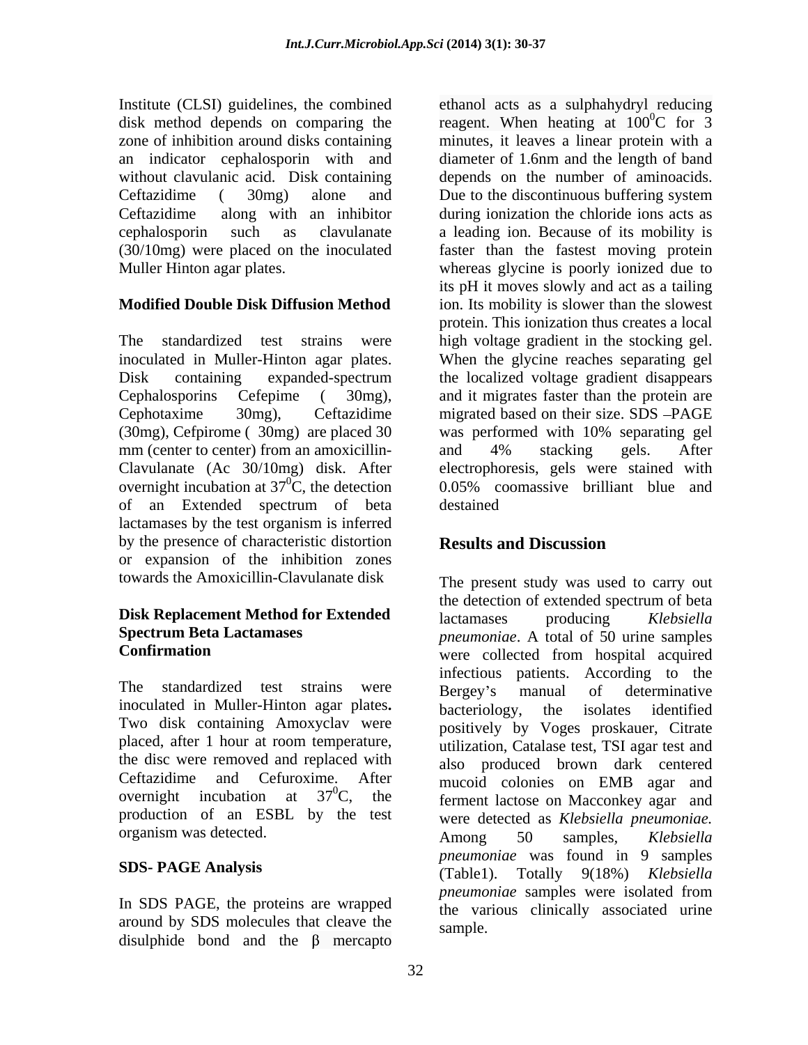Institute (CLSI) guidelines, the combined disk method depends on comparing the zone of inhibition around disks containing an indicator cephalosporin with and without clavulanic acid. Disk containing Ceftazidime ( 30mg) alone and Ceftazidime along with an inhibitor cephalosporin such as clavulanate (30/10mg) were placed on the inoculated Muller Hinton agar plates.

### Modified Double Disk Diffusion Method

The standardized test strains were inoculated in Muller-Hinton agar plates. Disk containing expanded-spectrum Cephalosporins Cefepime ( 30mg), Cephotaxime 30mg), Ceftazidime (30mg), Cefpirome ( 30mg) are placed 30 mm (center to center) from an amoxicillin-Clavulanate (Ac 30/10mg) disk. After overnight incubation at $37^0$C, the detection of an Extended spectrum of beta lactamases by the test organism is inferred by the presence of characteristic distortion or expansion of the inhibition zones towards the Amoxicillin-Clavulanate disk

### Disk Replacement Method for Extended Spectrum Beta Lactamases Confirmation

The standardized test strains were inoculated in Muller-Hinton agar plates**.** Two disk containing Amoxyclav were placed, after 1 hour at room temperature, the disc were removed and replaced with Ceftazidime and Cefuroxime. After overnight incubation at $37^0$C, the production of an ESBL by the test organism was detected.

### SDS- PAGE Analysis

In SDS PAGE, the proteins are wrapped around by SDS molecules that cleave the disulphide bond and the β mercapto ethanol acts as a sulphahydryl reducing reagent. When heating at $100^0$C for 3 minutes, it leaves a linear protein with a diameter of 1.6nm and the length of band depends on the number of aminoacids. Due to the discontinuous buffering system during ionization the chloride ions acts as a leading ion. Because of its mobility is faster than the fastest moving protein whereas glycine is poorly ionized due to its pH it moves slowly and act as a tailing ion. Its mobility is slower than the slowest protein. This ionization thus creates a local high voltage gradient in the stocking gel. When the glycine reaches separating gel the localized voltage gradient disappears and it migrates faster than the protein are migrated based on their size. SDS –PAGE was performed with 10% separating gel and 4% stacking gels. After electrophoresis, gels were stained with 0.05% coomassive brilliant blue and destained

## Results and Discussion

The present study was used to carry out the detection of extended spectrum of beta lactamases producing *Klebsiella pneumoniae*. A total of 50 urine samples were collected from hospital acquired infectious patients. According to the Bergey's manual of determinative bacteriology, the isolates identified positively by Voges proskauer, Citrate utilization, Catalase test, TSI agar test and also produced brown dark centered mucoid colonies on EMB agar and ferment lactose on Macconkey agar and were detected as *Klebsiella pneumoniae.* Among 50 samples, *Klebsiella pneumoniae* was found in 9 samples (Table1). Totally 9(18%) *Klebsiella pneumoniae* samples were isolated from the various clinically associated urine sample.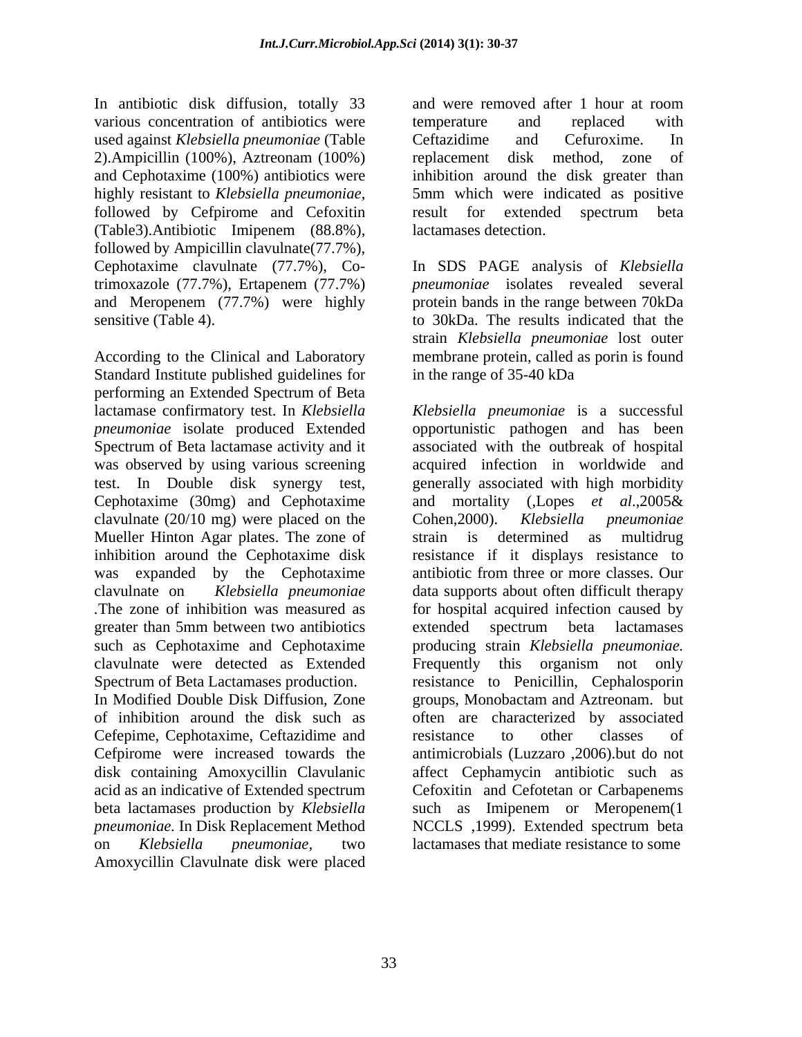In antibiotic disk diffusion, totally 33 various concentration of antibiotics were used against *Klebsiella pneumoniae* (Table 2).Ampicillin (100%), Aztreonam (100%) and Cephotaxime (100%) antibiotics were highly resistant to *Klebsiella pneumoniae*, followed by Cefpirome and Cefoxitin (Table3).Antibiotic Imipenem (88.8%), followed by Ampicillin clavulnate(77.7%), Cephotaxime clavulnate (77.7%), Co-trimoxazole (77.7%), Ertapenem (77.7%) and Meropenem (77.7%) were highly sensitive (Table 4).

According to the Clinical and Laboratory Standard Institute published guidelines for performing an Extended Spectrum of Beta lactamase confirmatory test. In *Klebsiella pneumoniae* isolate produced Extended Spectrum of Beta lactamase activity and it was observed by using various screening test. In Double disk synergy test, Cephotaxime (30mg) and Cephotaxime clavulnate (20/10 mg) were placed on the Mueller Hinton Agar plates. The zone of inhibition around the Cephotaxime disk was expanded by the Cephotaxime clavulnate on *Klebsiella pneumoniae* .The zone of inhibition was measured as greater than 5mm between two antibiotics such as Cephotaxime and Cephotaxime clavulnate were detected as Extended Spectrum of Beta Lactamases production. In Modified Double Disk Diffusion, Zone of inhibition around the disk such as Cefepime, Cephotaxime, Ceftazidime and Cefpirome were increased towards the disk containing Amoxycillin Clavulanic acid as an indicative of Extended spectrum beta lactamases production by *Klebsiella pneumoniae.* In Disk Replacement Method on *Klebsiella pneumoniae*, two Amoxycillin Clavulnate disk were placed and were removed after 1 hour at room temperature and replaced with Ceftazidime and Cefuroxime. In replacement disk method, zone of inhibition around the disk greater than 5mm which were indicated as positive result for extended spectrum beta lactamases detection.

In SDS PAGE analysis of *Klebsiella pneumoniae* isolates revealed several protein bands in the range between 70kDa to 30kDa. The results indicated that the strain *Klebsiella pneumoniae* lost outer membrane protein, called as porin is found in the range of 35-40 kDa

*Klebsiella pneumoniae* is a successful opportunistic pathogen and has been associated with the outbreak of hospital acquired infection in worldwide and generally associated with high morbidity and mortality (,Lopes *et al*.,2005& Cohen,2000). *Klebsiella pneumoniae* strain is determined as multidrug resistance if it displays resistance to antibiotic from three or more classes. Our data supports about often difficult therapy for hospital acquired infection caused by extended spectrum beta lactamases producing strain *Klebsiella pneumoniae.* Frequently this organism not only resistance to Penicillin, Cephalosporin groups, Monobactam and Aztreonam. but often are characterized by associated resistance to other classes of antimicrobials (Luzzaro ,2006).but do not affect Cephamycin antibiotic such as Cefoxitin and Cefotetan or Carbapenems such as Imipenem or Meropenem(1 NCCLS ,1999). Extended spectrum beta lactamases that mediate resistance to some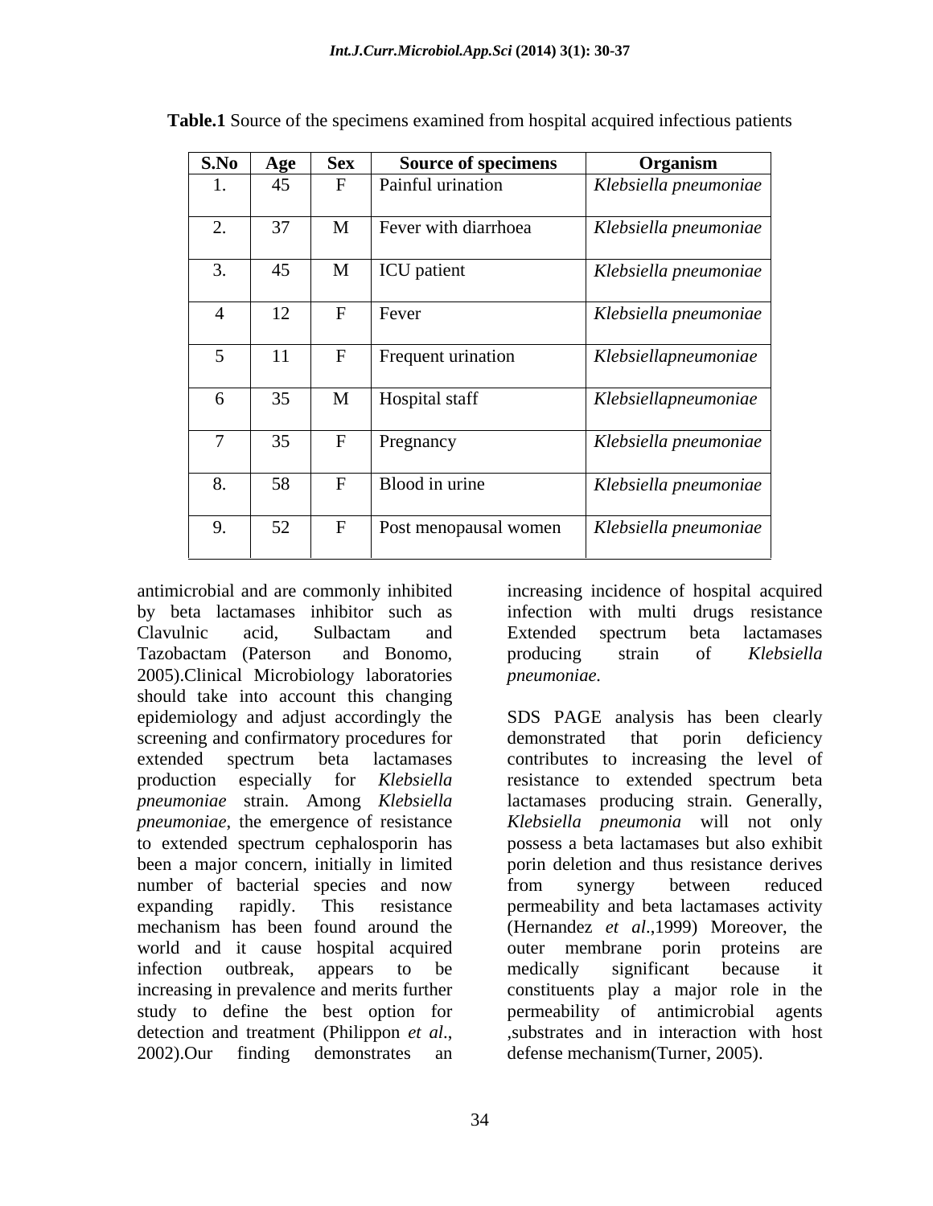**Table.1** Source of the specimens examined from hospital acquired infectious patients

| S.No | Age | Sex | Source of specimens | Organism |
|---|---|---|---|---|
| 1. | 45 | F | Painful urination | *Klebsiella pneumoniae* |
| 2. | 37 | M | Fever with diarrhoea | *Klebsiella pneumoniae* |
| 3. | 45 | M | ICU patient | *Klebsiella pneumoniae* |
| 4 | 12 | F | Fever | *Klebsiella pneumoniae* |
| 5 | 11 | F | Frequent urination | *Klebsiellapneumoniae* |
| 6 | 35 | M | Hospital staff | *Klebsiellapneumoniae* |
| 7 | 35 | F | Pregnancy | *Klebsiella pneumoniae* |
| 8. | 58 | F | Blood in urine | *Klebsiella pneumoniae* |
| 9. | 52 | F | Post menopausal women | *Klebsiella pneumoniae* |

antimicrobial and are commonly inhibited by beta lactamases inhibitor such as Clavulnic acid, Sulbactam and Tazobactam (Paterson and Bonomo, 2005).Clinical Microbiology laboratories should take into account this changing epidemiology and adjust accordingly the screening and confirmatory procedures for extended spectrum beta lactamases production especially for *Klebsiella pneumoniae* strain. Among *Klebsiella pneumoniae*, the emergence of resistance to extended spectrum cephalosporin has been a major concern, initially in limited number of bacterial species and now expanding rapidly. This resistance mechanism has been found around the world and it cause hospital acquired infection outbreak, appears to be increasing in prevalence and merits further study to define the best option for detection and treatment (Philippon *et al*., 2002).Our finding demonstrates an increasing incidence of hospital acquired infection with multi drugs resistance Extended spectrum beta lactamases producing strain of *Klebsiella pneumoniae.*

SDS PAGE analysis has been clearly demonstrated that porin deficiency contributes to increasing the level of resistance to extended spectrum beta lactamases producing strain. Generally, *Klebsiella pneumonia* will not only possess a beta lactamases but also exhibit porin deletion and thus resistance derives from synergy between reduced permeability and beta lactamases activity (Hernandez *et al*.,1999) Moreover, the outer membrane porin proteins are medically significant because it constituents play a major role in the permeability of antimicrobial agents ,substrates and in interaction with host defense mechanism(Turner, 2005).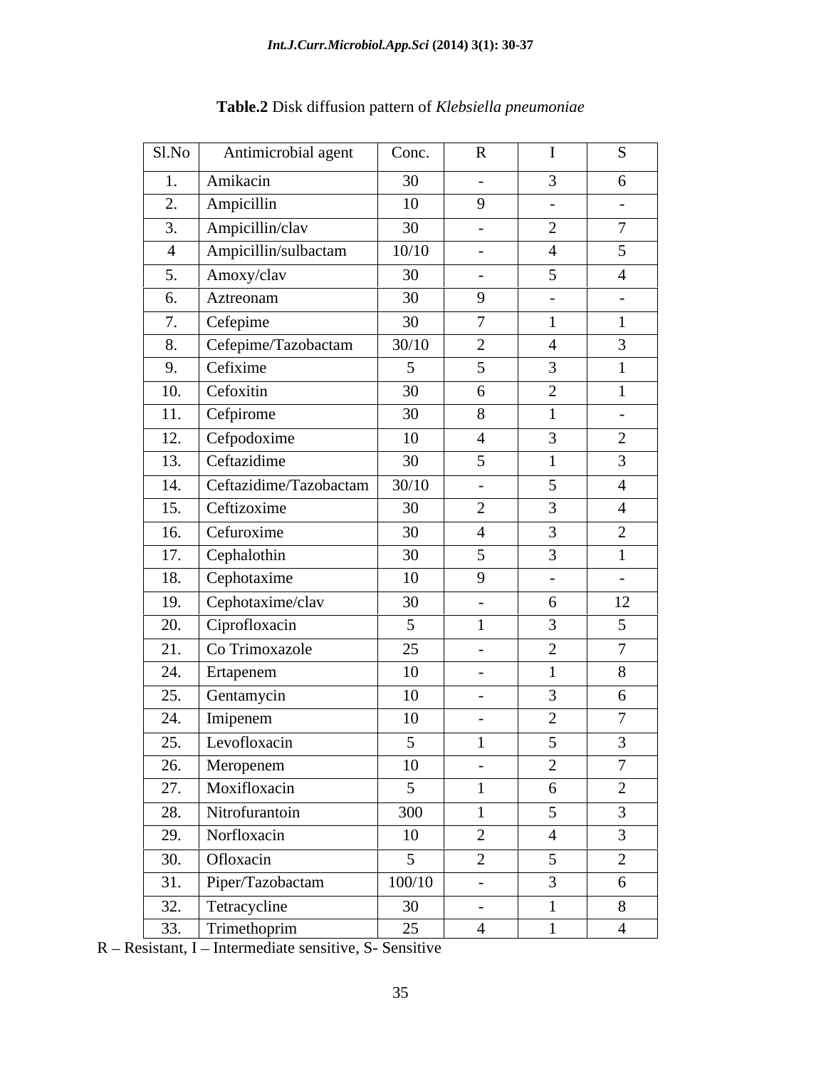**Table.2** Disk diffusion pattern of *Klebsiella pneumoniae*

| Sl.No | Antimicrobial agent | Conc. | R | I | S |
|---|---|---|---|---|---|
| 1. | Amikacin | 30 | - | 3 | 6 |
| 2. | Ampicillin | 10 | 9 | - | - |
| 3. | Ampicillin/clav | 30 | - | 2 | 7 |
| 4 | Ampicillin/sulbactam | 10/10 | - | 4 | 5 |
| 5. | Amoxy/clav | 30 | - | 5 | 4 |
| 6. | Aztreonam | 30 | 9 | - | - |
| 7. | Cefepime | 30 | 7 | 1 | 1 |
| 8. | Cefepime/Tazobactam | 30/10 | 2 | 4 | 3 |
| 9. | Cefixime | 5 | 5 | 3 | 1 |
| 10. | Cefoxitin | 30 | 6 | 2 | 1 |
| 11. | Cefpirome | 30 | 8 | 1 | - |
| 12. | Cefpodoxime | 10 | 4 | 3 | 2 |
| 13. | Ceftazidime | 30 | 5 | 1 | 3 |
| 14. | Ceftazidime/Tazobactam | 30/10 | - | 5 | 4 |
| 15. | Ceftizoxime | 30 | 2 | 3 | 4 |
| 16. | Cefuroxime | 30 | 4 | 3 | 2 |
| 17. | Cephalothin | 30 | 5 | 3 | 1 |
| 18. | Cephotaxime | 10 | 9 | - | - |
| 19. | Cephotaxime/clav | 30 | - | 6 | 12 |
| 20. | Ciprofloxacin | 5 | 1 | 3 | 5 |
| 21. | Co Trimoxazole | 25 | - | 2 | 7 |
| 24. | Ertapenem | 10 | - | 1 | 8 |
| 25. | Gentamycin | 10 | - | 3 | 6 |
| 24. | Imipenem | 10 | - | 2 | 7 |
| 25. | Levofloxacin | 5 | 1 | 5 | 3 |
| 26. | Meropenem | 10 | - | 2 | 7 |
| 27. | Moxifloxacin | 5 | 1 | 6 | 2 |
| 28. | Nitrofurantoin | 300 | 1 | 5 | 3 |
| 29. | Norfloxacin | 10 | 2 | 4 | 3 |
| 30. | Ofloxacin | 5 | 2 | 5 | 2 |
| 31. | Piper/Tazobactam | 100/10 | - | 3 | 6 |
| 32. | Tetracycline | 30 | - | 1 | 8 |
| 33. | Trimethoprim | 25 | 4 | 1 | 4 |

R – Resistant, I – Intermediate sensitive, S- Sensitive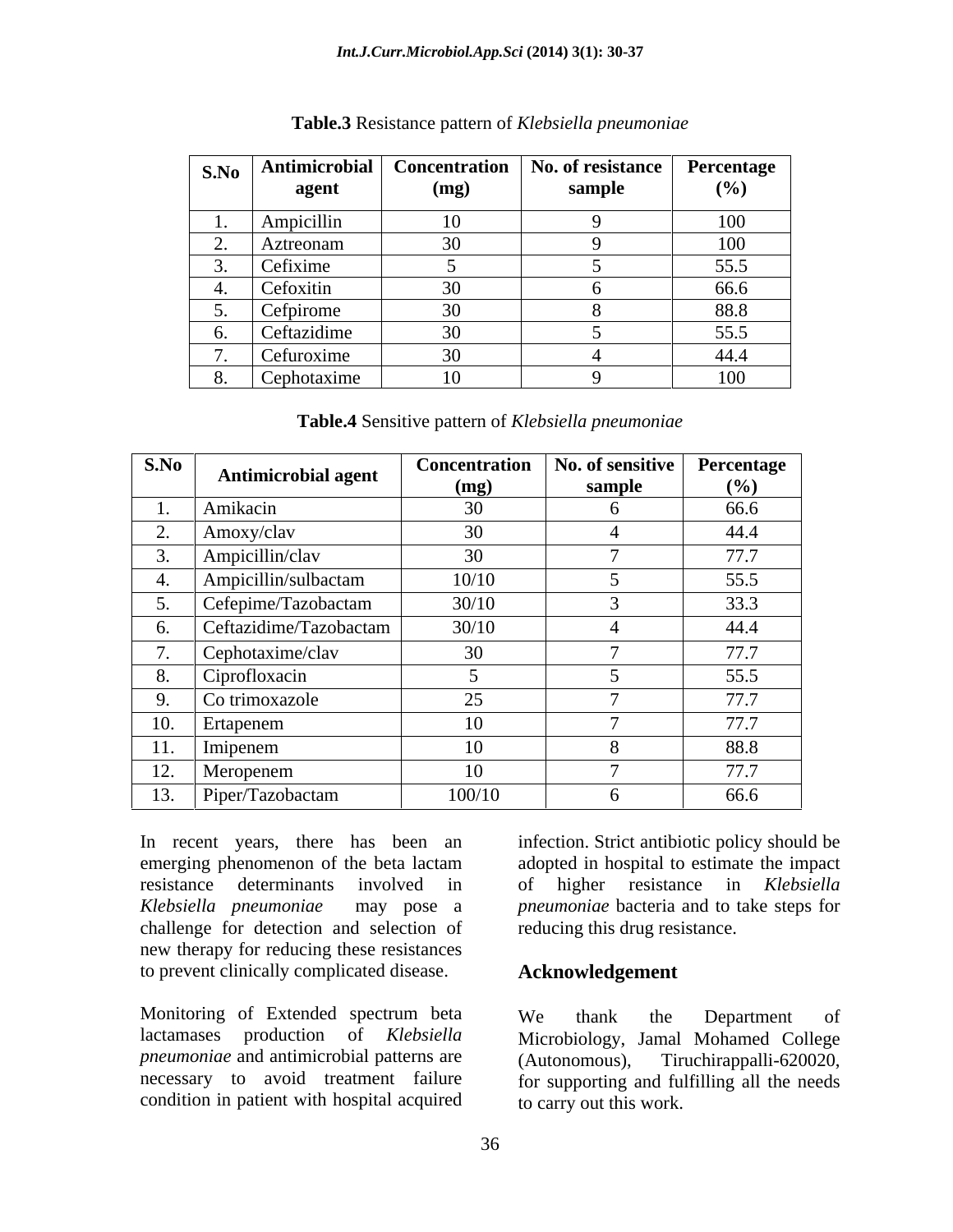**Table.3** Resistance pattern of *Klebsiella pneumoniae*

| S.No | Antimicrobial agent | Concentration (mg) | No. of resistance sample | Percentage (%) |
|---|---|---|---|---|
| 1. | Ampicillin | 10 | 9 | 100 |
| 2. | Aztreonam | 30 | 9 | 100 |
| 3. | Cefixime | 5 | 5 | 55.5 |
| 4. | Cefoxitin | 30 | 6 | 66.6 |
| 5. | Cefpirome | 30 | 8 | 88.8 |
| 6. | Ceftazidime | 30 | 5 | 55.5 |
| 7. | Cefuroxime | 30 | 4 | 44.4 |
| 8. | Cephotaxime | 10 | 9 | 100 |

**Table.4** Sensitive pattern of *Klebsiella pneumoniae*

| S.No | Antimicrobial agent | Concentration (mg) | No. of sensitive sample | Percentage (%) |
|---|---|---|---|---|
| 1. | Amikacin | 30 | 6 | 66.6 |
| 2. | Amoxy/clav | 30 | 4 | 44.4 |
| 3. | Ampicillin/clav | 30 | 7 | 77.7 |
| 4. | Ampicillin/sulbactam | 10/10 | 5 | 55.5 |
| 5. | Cefepime/Tazobactam | 30/10 | 3 | 33.3 |
| 6. | Ceftazidime/Tazobactam | 30/10 | 4 | 44.4 |
| 7. | Cephotaxime/clav | 30 | 7 | 77.7 |
| 8. | Ciprofloxacin | 5 | 5 | 55.5 |
| 9. | Co trimoxazole | 25 | 7 | 77.7 |
| 10. | Ertapenem | 10 | 7 | 77.7 |
| 11. | Imipenem | 10 | 8 | 88.8 |
| 12. | Meropenem | 10 | 7 | 77.7 |
| 13. | Piper/Tazobactam | 100/10 | 6 | 66.6 |

In recent years, there has been an emerging phenomenon of the beta lactam resistance determinants involved in *Klebsiella pneumoniae* may pose a challenge for detection and selection of new therapy for reducing these resistances to prevent clinically complicated disease.

Monitoring of Extended spectrum beta lactamases production of *Klebsiella pneumoniae* and antimicrobial patterns are necessary to avoid treatment failure condition in patient with hospital acquired infection. Strict antibiotic policy should be adopted in hospital to estimate the impact of higher resistance in *Klebsiella pneumoniae* bacteria and to take steps for reducing this drug resistance.

## Acknowledgement

We thank the Department of Microbiology, Jamal Mohamed College (Autonomous), Tiruchirappalli-620020, for supporting and fulfilling all the needs to carry out this work.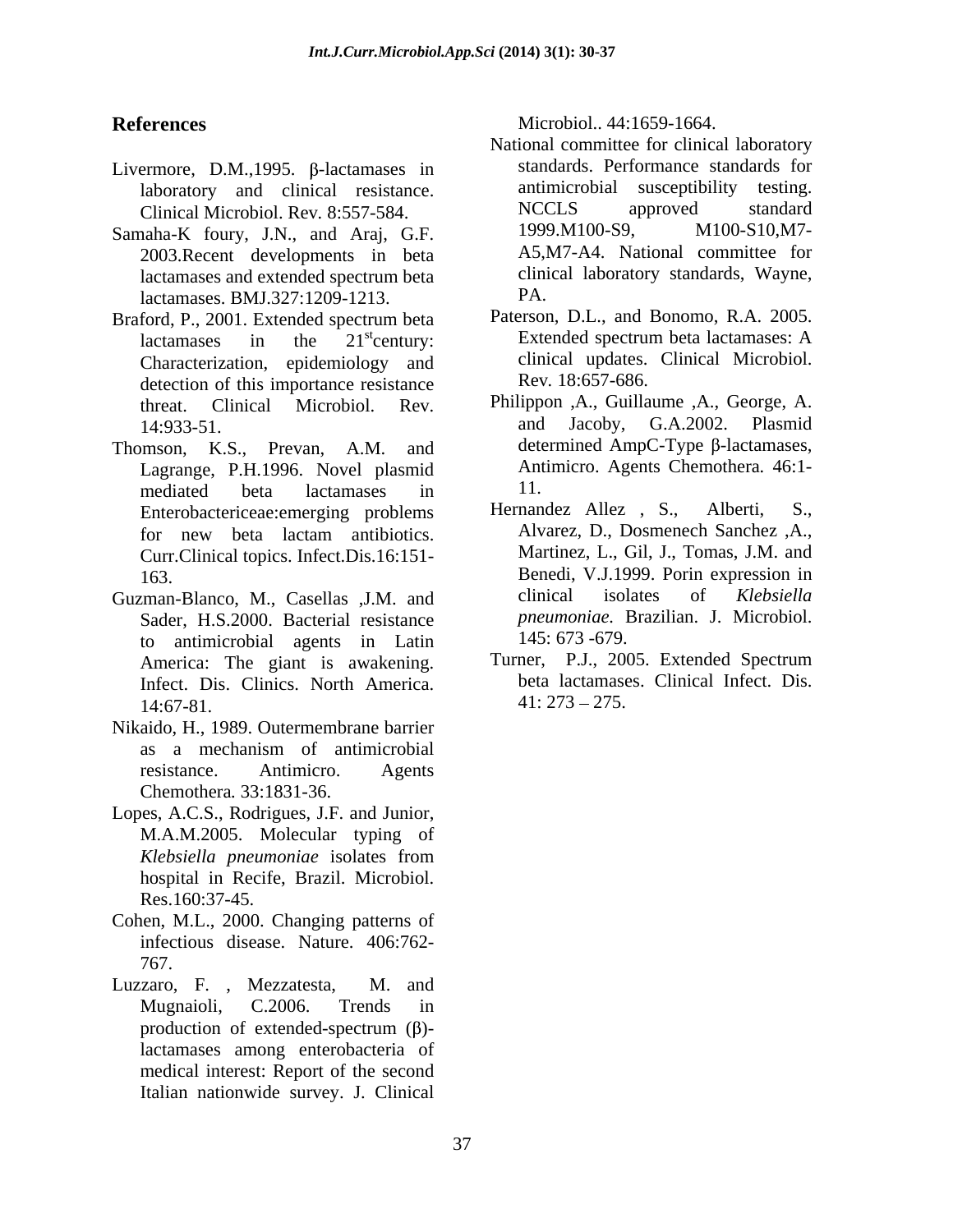## References

Livermore, D.M.,1995. β-lactamases in laboratory and clinical resistance. Clinical Microbiol. Rev. 8:557-584.

Samaha-K foury, J.N., and Araj, G.F. 2003.Recent developments in beta lactamases and extended spectrum beta lactamases. BMJ.327:1209-1213.

Braford, P., 2001. Extended spectrum beta lactamases in the 21[st]century: Characterization, epidemiology and detection of this importance resistance threat. Clinical Microbiol. Rev. 14:933-51.

Thomson, K.S., Prevan, A.M. and Lagrange, P.H.1996. Novel plasmid mediated beta lactamases in Enterobactericeae:emerging problems for new beta lactam antibiotics. Curr.Clinical topics. Infect.Dis.16:151-163.

Guzman-Blanco, M., Casellas ,J.M. and Sader, H.S.2000. Bacterial resistance to antimicrobial agents in Latin America: The giant is awakening. Infect. Dis. Clinics. North America. 14:67-81.

Nikaido, H., 1989. Outermembrane barrier as a mechanism of antimicrobial resistance. Antimicro. Agents Chemothera. 33:1831-36.

Lopes, A.C.S., Rodrigues, J.F. and Junior, M.A.M.2005. Molecular typing of *Klebsiella pneumoniae* isolates from hospital in Recife, Brazil. Microbiol. Res.160:37-45.

Cohen, M.L., 2000. Changing patterns of infectious disease. Nature. 406:762-767.

Luzzaro, F. , Mezzatesta, M. and Mugnaioli, C.2006. Trends in production of extended-spectrum (β)-lactamases among enterobacteria of medical interest: Report of the second Italian nationwide survey. J. Clinical Microbiol.. 44:1659-1664.

National committee for clinical laboratory standards. Performance standards for antimicrobial susceptibility testing. NCCLS approved standard 1999.M100-S9, M100-S10,M7-A5,M7-A4. National committee for clinical laboratory standards, Wayne, PA.

Paterson, D.L., and Bonomo, R.A. 2005. Extended spectrum beta lactamases: A clinical updates. Clinical Microbiol. Rev. 18:657-686.

Philippon ,A., Guillaume ,A., George, A. and Jacoby, G.A.2002. Plasmid determined AmpC-Type β-lactamases, Antimicro. Agents Chemothera. 46:1-11.

Hernandez Allez , S., Alberti, S., Alvarez, D., Dosmenech Sanchez ,A., Martinez, L., Gil, J., Tomas, J.M. and Benedi, V.J.1999. Porin expression in clinical isolates of *Klebsiella pneumoniae.* Brazilian. J. Microbiol. 145: 673 -679.

Turner, P.J., 2005. Extended Spectrum beta lactamases. Clinical Infect. Dis. 41: 273 – 275.